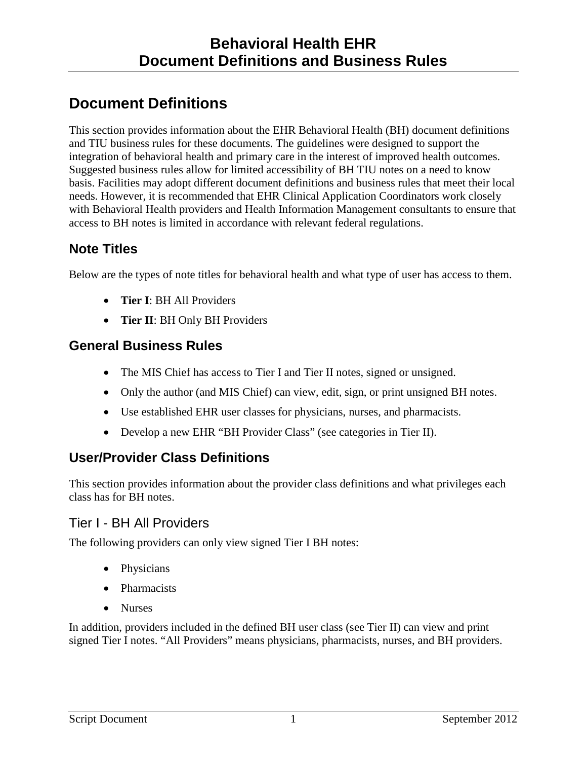# Behavioral Health EHR
# Document Definitions and Business Rules

## Document Definitions

This section provides information about the EHR Behavioral Health (BH) document definitions and TIU business rules for these documents. The guidelines were designed to support the integration of behavioral health and primary care in the interest of improved health outcomes. Suggested business rules allow for limited accessibility of BH TIU notes on a need to know basis. Facilities may adopt different document definitions and business rules that meet their local needs. However, it is recommended that EHR Clinical Application Coordinators work closely with Behavioral Health providers and Health Information Management consultants to ensure that access to BH notes is limited in accordance with relevant federal regulations.

### Note Titles

Below are the types of note titles for behavioral health and what type of user has access to them.

- **Tier I**: BH All Providers
- **Tier II**: BH Only BH Providers

### General Business Rules

- The MIS Chief has access to Tier I and Tier II notes, signed or unsigned.
- Only the author (and MIS Chief) can view, edit, sign, or print unsigned BH notes.
- Use established EHR user classes for physicians, nurses, and pharmacists.
- Develop a new EHR "BH Provider Class" (see categories in Tier II).

### User/Provider Class Definitions

This section provides information about the provider class definitions and what privileges each class has for BH notes.

#### Tier I - BH All Providers

The following providers can only view signed Tier I BH notes:

- Physicians
- Pharmacists
- Nurses

In addition, providers included in the defined BH user class (see Tier II) can view and print signed Tier I notes. "All Providers" means physicians, pharmacists, nurses, and BH providers.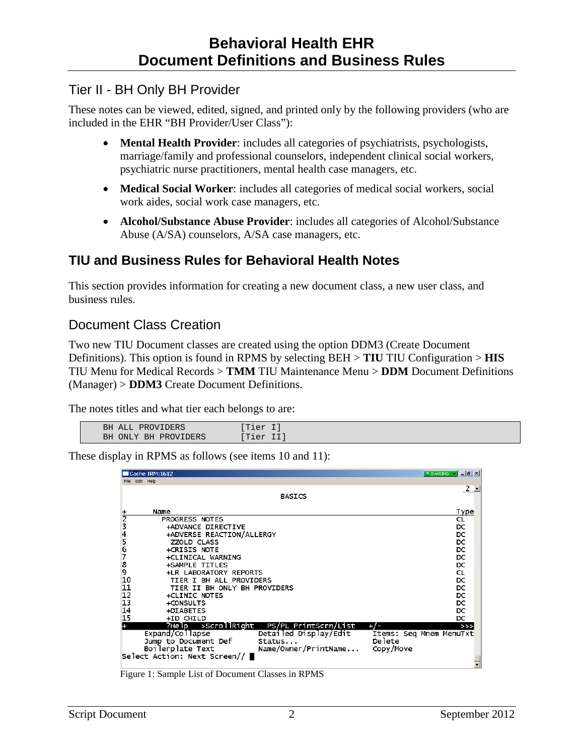## Tier II - BH Only BH Provider

These notes can be viewed, edited, signed, and printed only by the following providers (who are included in the EHR "BH Provider/User Class"):

- **Mental Health Provider**: includes all categories of psychiatrists, psychologists, marriage/family and professional counselors, independent clinical social workers, psychiatric nurse practitioners, mental health case managers, etc.
- **Medical Social Worker**: includes all categories of medical social workers, social work aides, social work case managers, etc.
- **Alcohol/Substance Abuse Provider**: includes all categories of Alcohol/Substance Abuse (A/SA) counselors, A/SA case managers, etc.

# TIU and Business Rules for Behavioral Health Notes

This section provides information for creating a new document class, a new user class, and business rules.

## Document Class Creation

Two new TIU Document classes are created using the option DDM3 (Create Document Definitions). This option is found in RPMS by selecting BEH > **TIU** TIU Configuration > **HIS** TIU Menu for Medical Records > **TMM** TIU Maintenance Menu > **DDM** Document Definitions (Manager) > **DDM3** Create Document Definitions.

The notes titles and what tier each belongs to are:

```
BH ALL PROVIDERS          [Tier I]
BH ONLY BH PROVIDERS      [Tier II]
```

These display in RPMS as follows (see items 10 and 11):

```
Cache TRM:1612
File  Edit  Help
                                                                    2
                                BASICS

+      Name                                                        Type
2        PROGRESS NOTES                                            CL
3          +ADVANCE DIRECTIVE                                      DC
4          +ADVERSE REACTION/ALLERGY                               DC
5           ZZOLD CLASS                                            DC
6          +CRISIS NOTE                                            DC
7          +CLINICAL WARNING                                       DC
8          +SAMPLE TITLES                                          DC
9          +LR LABORATORY REPORTS                                  CL
10          TIER I BH ALL PROVIDERS                                DC
11          TIER II BH ONLY BH PROVIDERS                           DC
12         +CLINIC NOTES                                           DC
13         +CONSULTS                                               DC
14         +DIABETES                                               DC
15         +ID CHILD                                               DC
+         ?Help   >ScrollRight   PS/PL PrintScrn/List   +/-        >>>
     Expand/Collapse          Detailed Display/Edit    Items: Seq Mnem MenuTxt
     Jump to Document Def     Status...                Delete
     Boilerplate Text         Name/Owner/PrintName...  Copy/Move
Select Action: Next Screen//
```

Figure 1: Sample List of Document Classes in RPMS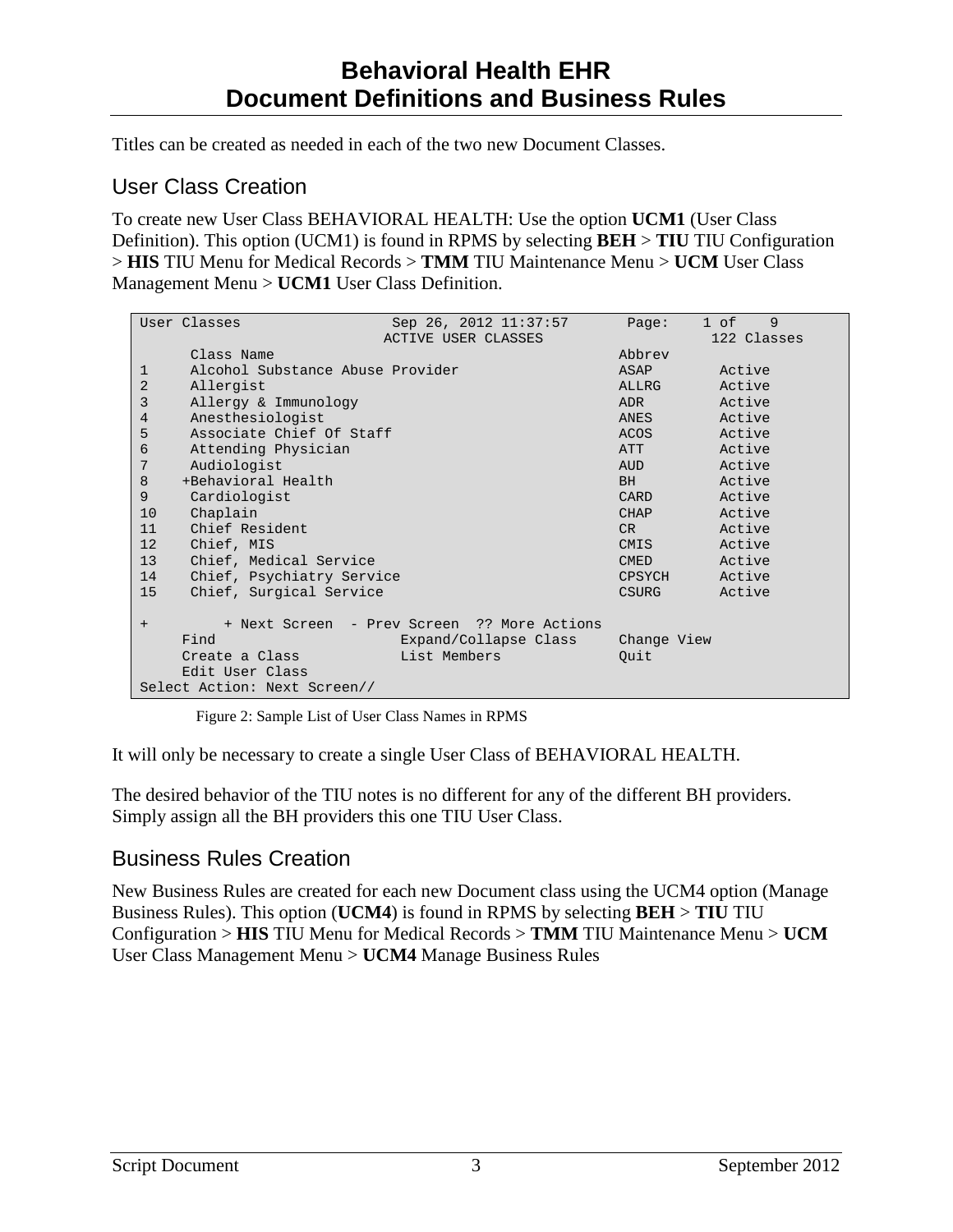Titles can be created as needed in each of the two new Document Classes.

## User Class Creation

To create new User Class BEHAVIORAL HEALTH: Use the option **UCM1** (User Class Definition). This option (UCM1) is found in RPMS by selecting **BEH** > **TIU** TIU Configuration > **HIS** TIU Menu for Medical Records > **TMM** TIU Maintenance Menu > **UCM** User Class Management Menu > **UCM1** User Class Definition.

```
User Classes                 Sep 26, 2012 11:37:57       Page:    1 of    9
                            ACTIVE USER CLASSES                    122 Classes
      Class Name                                         Abbrev
1     Alcohol Substance Abuse Provider                   ASAP        Active
2     Allergist                                          ALLRG       Active
3     Allergy & Immunology                               ADR         Active
4     Anesthesiologist                                   ANES        Active
5     Associate Chief Of Staff                           ACOS        Active
6     Attending Physician                                ATT         Active
7     Audiologist                                        AUD         Active
8    +Behavioral Health                                  BH          Active
9     Cardiologist                                       CARD        Active
10    Chaplain                                           CHAP        Active
11    Chief Resident                                     CR          Active
12    Chief, MIS                                         CMIS        Active
13    Chief, Medical Service                             CMED        Active
14    Chief, Psychiatry Service                          CPSYCH      Active
15    Chief, Surgical Service                            CSURG       Active

+         + Next Screen  - Prev Screen  ?? More Actions
     Find                      Expand/Collapse Class     Change View
     Create a Class            List Members              Quit
     Edit User Class
Select Action: Next Screen//
```

Figure 2: Sample List of User Class Names in RPMS

It will only be necessary to create a single User Class of BEHAVIORAL HEALTH.

The desired behavior of the TIU notes is no different for any of the different BH providers. Simply assign all the BH providers this one TIU User Class.

## Business Rules Creation

New Business Rules are created for each new Document class using the UCM4 option (Manage Business Rules). This option (**UCM4**) is found in RPMS by selecting **BEH** > **TIU** TIU Configuration > **HIS** TIU Menu for Medical Records > **TMM** TIU Maintenance Menu > **UCM** User Class Management Menu > **UCM4** Manage Business Rules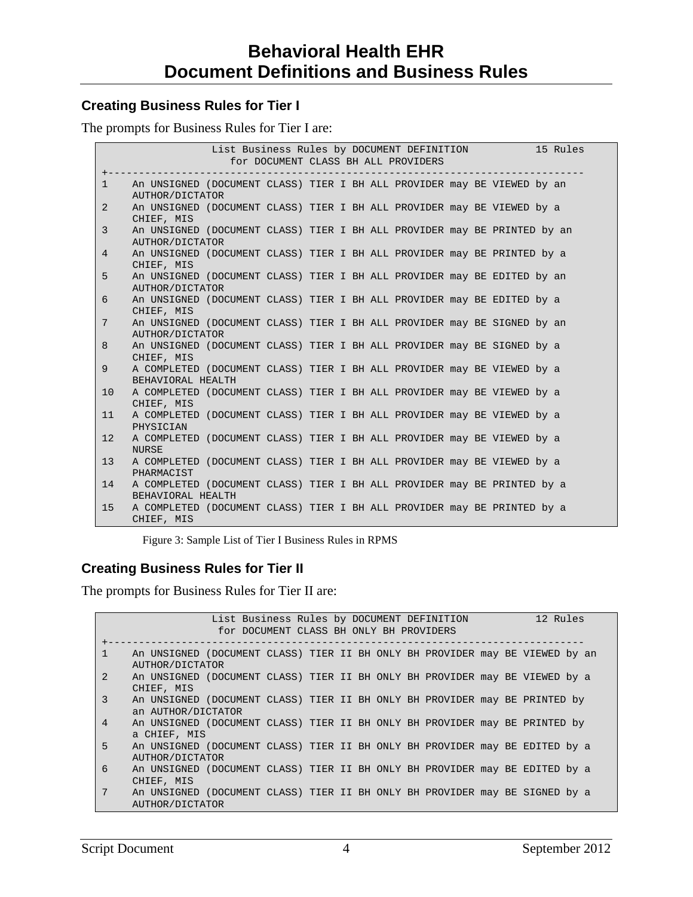### Creating Business Rules for Tier I

The prompts for Business Rules for Tier I are:

```
                List Business Rules by DOCUMENT DEFINITION          15 Rules
                    for DOCUMENT CLASS BH ALL PROVIDERS
+------------------------------------------------------------------------------
1    An UNSIGNED (DOCUMENT CLASS) TIER I BH ALL PROVIDER may BE VIEWED by an
     AUTHOR/DICTATOR
2    An UNSIGNED (DOCUMENT CLASS) TIER I BH ALL PROVIDER may BE VIEWED by a
     CHIEF, MIS
3    An UNSIGNED (DOCUMENT CLASS) TIER I BH ALL PROVIDER may BE PRINTED by an
     AUTHOR/DICTATOR
4    An UNSIGNED (DOCUMENT CLASS) TIER I BH ALL PROVIDER may BE PRINTED by a
     CHIEF, MIS
5    An UNSIGNED (DOCUMENT CLASS) TIER I BH ALL PROVIDER may BE EDITED by an
     AUTHOR/DICTATOR
6    An UNSIGNED (DOCUMENT CLASS) TIER I BH ALL PROVIDER may BE EDITED by a
     CHIEF, MIS
7    An UNSIGNED (DOCUMENT CLASS) TIER I BH ALL PROVIDER may BE SIGNED by an
     AUTHOR/DICTATOR
8    An UNSIGNED (DOCUMENT CLASS) TIER I BH ALL PROVIDER may BE SIGNED by a
     CHIEF, MIS
9    A COMPLETED (DOCUMENT CLASS) TIER I BH ALL PROVIDER may BE VIEWED by a
     BEHAVIORAL HEALTH
10   A COMPLETED (DOCUMENT CLASS) TIER I BH ALL PROVIDER may BE VIEWED by a
     CHIEF, MIS
11   A COMPLETED (DOCUMENT CLASS) TIER I BH ALL PROVIDER may BE VIEWED by a
     PHYSICIAN
12   A COMPLETED (DOCUMENT CLASS) TIER I BH ALL PROVIDER may BE VIEWED by a
     NURSE
13   A COMPLETED (DOCUMENT CLASS) TIER I BH ALL PROVIDER may BE VIEWED by a
     PHARMACIST
14   A COMPLETED (DOCUMENT CLASS) TIER I BH ALL PROVIDER may BE PRINTED by a
     BEHAVIORAL HEALTH
15   A COMPLETED (DOCUMENT CLASS) TIER I BH ALL PROVIDER may BE PRINTED by a
     CHIEF, MIS
```

Figure 3: Sample List of Tier I Business Rules in RPMS

### Creating Business Rules for Tier II

The prompts for Business Rules for Tier II are:

```
                List Business Rules by DOCUMENT DEFINITION          12 Rules
                  for DOCUMENT CLASS BH ONLY BH PROVIDERS
+------------------------------------------------------------------------------
1    An UNSIGNED (DOCUMENT CLASS) TIER II BH ONLY BH PROVIDER may BE VIEWED by an
     AUTHOR/DICTATOR
2    An UNSIGNED (DOCUMENT CLASS) TIER II BH ONLY BH PROVIDER may BE VIEWED by a
     CHIEF, MIS
3    An UNSIGNED (DOCUMENT CLASS) TIER II BH ONLY BH PROVIDER may BE PRINTED by
     an AUTHOR/DICTATOR
4    An UNSIGNED (DOCUMENT CLASS) TIER II BH ONLY BH PROVIDER may BE PRINTED by
     a CHIEF, MIS
5    An UNSIGNED (DOCUMENT CLASS) TIER II BH ONLY BH PROVIDER may BE EDITED by a
     AUTHOR/DICTATOR
6    An UNSIGNED (DOCUMENT CLASS) TIER II BH ONLY BH PROVIDER may BE EDITED by a
     CHIEF, MIS
7    An UNSIGNED (DOCUMENT CLASS) TIER II BH ONLY BH PROVIDER may BE SIGNED by a
     AUTHOR/DICTATOR
```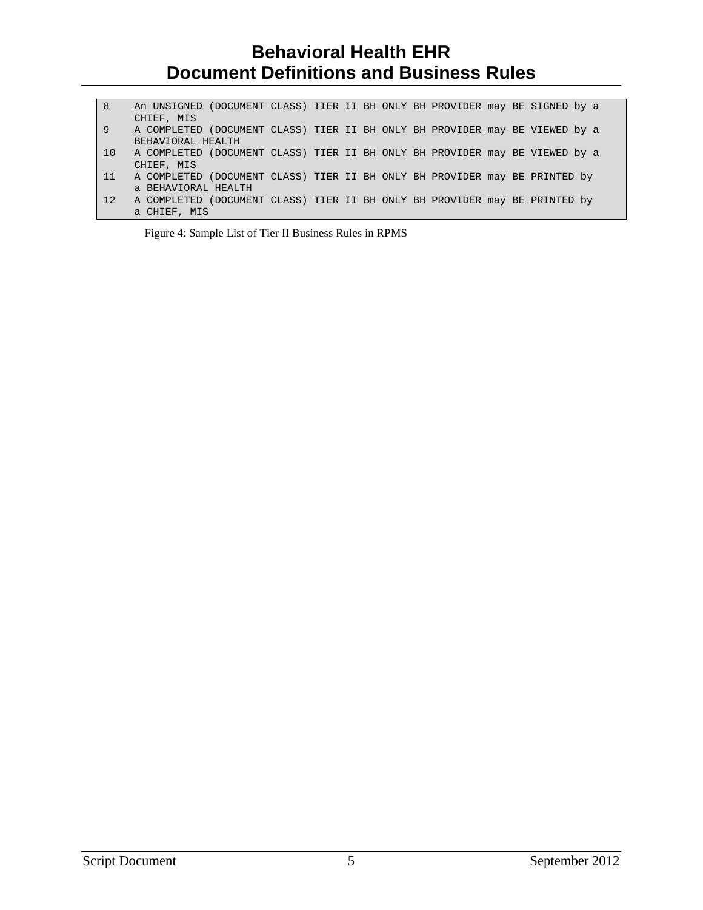```
8    An UNSIGNED (DOCUMENT CLASS) TIER II BH ONLY BH PROVIDER may BE SIGNED by a
     CHIEF, MIS
9    A COMPLETED (DOCUMENT CLASS) TIER II BH ONLY BH PROVIDER may BE VIEWED by a
     BEHAVIORAL HEALTH
10   A COMPLETED (DOCUMENT CLASS) TIER II BH ONLY BH PROVIDER may BE VIEWED by a
     CHIEF, MIS
11   A COMPLETED (DOCUMENT CLASS) TIER II BH ONLY BH PROVIDER may BE PRINTED by
     a BEHAVIORAL HEALTH
12   A COMPLETED (DOCUMENT CLASS) TIER II BH ONLY BH PROVIDER may BE PRINTED by
     a CHIEF, MIS
```

Figure 4: Sample List of Tier II Business Rules in RPMS